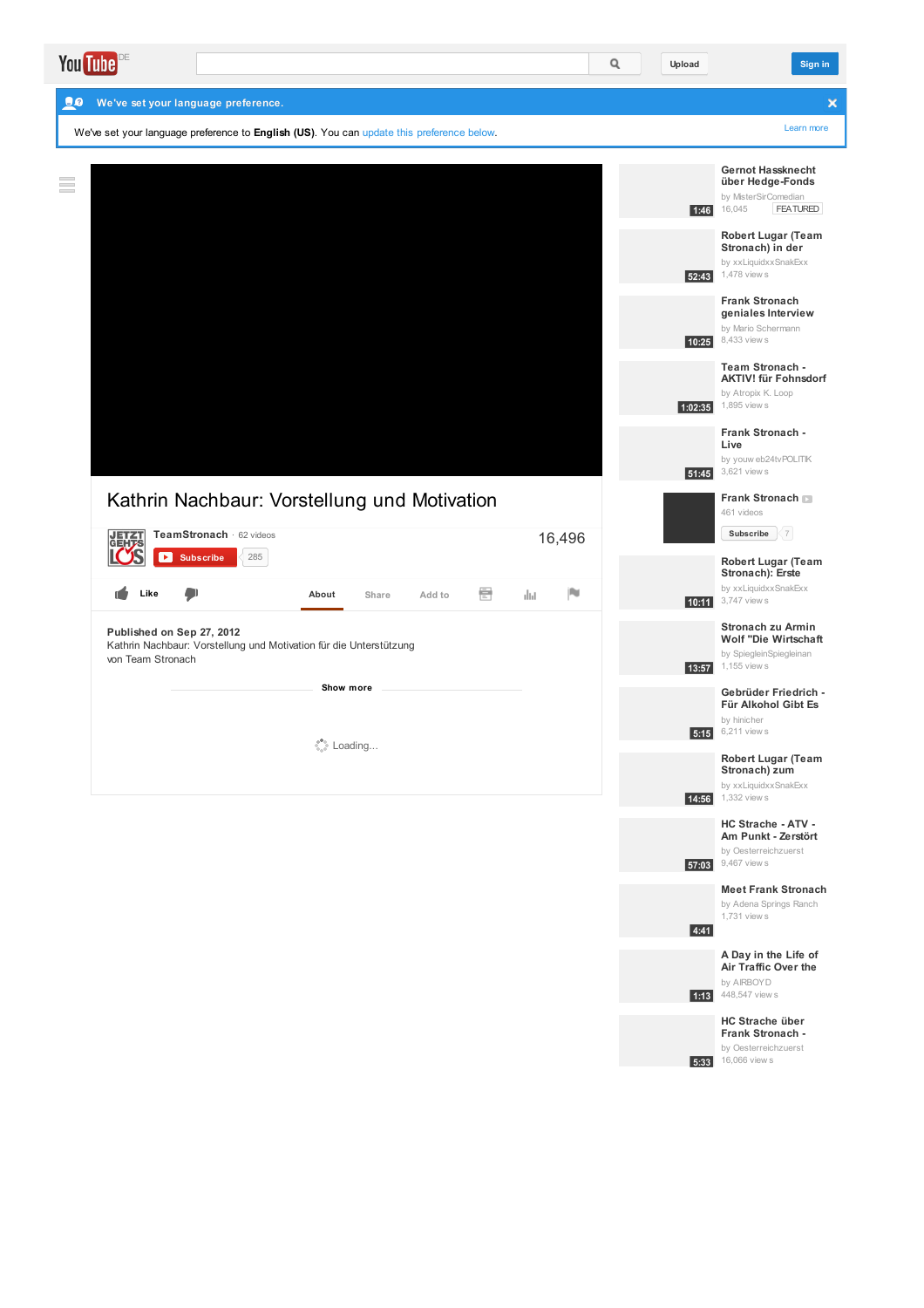YouTube DE

Upload Sign in

**We've set your language preference.**

We've set your language preference to **English (US)**. You can update this preference below.

Learn more

# Kathrin Nachbaur: Vorstellung und Motivation

TeamStronach · 62 videos

Subscribe 285

16,496

Like

About Share Add to

**Published on Sep 27, 2012**

Kathrin Nachbaur: Vorstellung und Motivation für die Unterstützung von Team Stronach

Show more

Loading...

---

- **Gernot Hassknecht über Hedge-Fonds** — by MisterSirComedian — 16,045 — FEATURED — 1:46
- **Robert Lugar (Team Stronach) in der** — by xxLiquidxxSnakExx — 1,478 views — 52:43
- **Frank Stronach geniales Interview** — by Mario Schermann — 8,433 views — 10:25
- **Team Stronach - AKTIV! für Fohnsdorf** — by Atropix K. Loop — 1,895 views — 1:02:35
- **Frank Stronach - Live** — by youw eb24tvPOLITIK — 3,621 views — 51:45
- **Frank Stronach** — 461 videos — Subscribe 7
- **Robert Lugar (Team Stronach): Erste** — by xxLiquidxxSnakExx — 3,747 views — 10:11
- **Stronach zu Armin Wolf "Die Wirtschaft** — by SpiegleinSpiegleinan — 1,155 views — 13:57
- **Gebrüder Friedrich - Für Alkohol Gibt Es** — by hinicher — 6,211 views — 5:15
- **Robert Lugar (Team Stronach) zum** — by xxLiquidxxSnakExx — 1,332 views — 14:56
- **HC Strache - ATV - Am Punkt - Zerstört** — by Oesterreichzuerst — 9,467 views — 57:03
- **Meet Frank Stronach** — by Adena Springs Ranch — 1,731 views — 4:41
- **A Day in the Life of Air Traffic Over the** — by AIRBOYD — 448,547 views — 1:13
- **HC Strache über Frank Stronach -** — by Oesterreichzuerst — 16,066 views — 5:33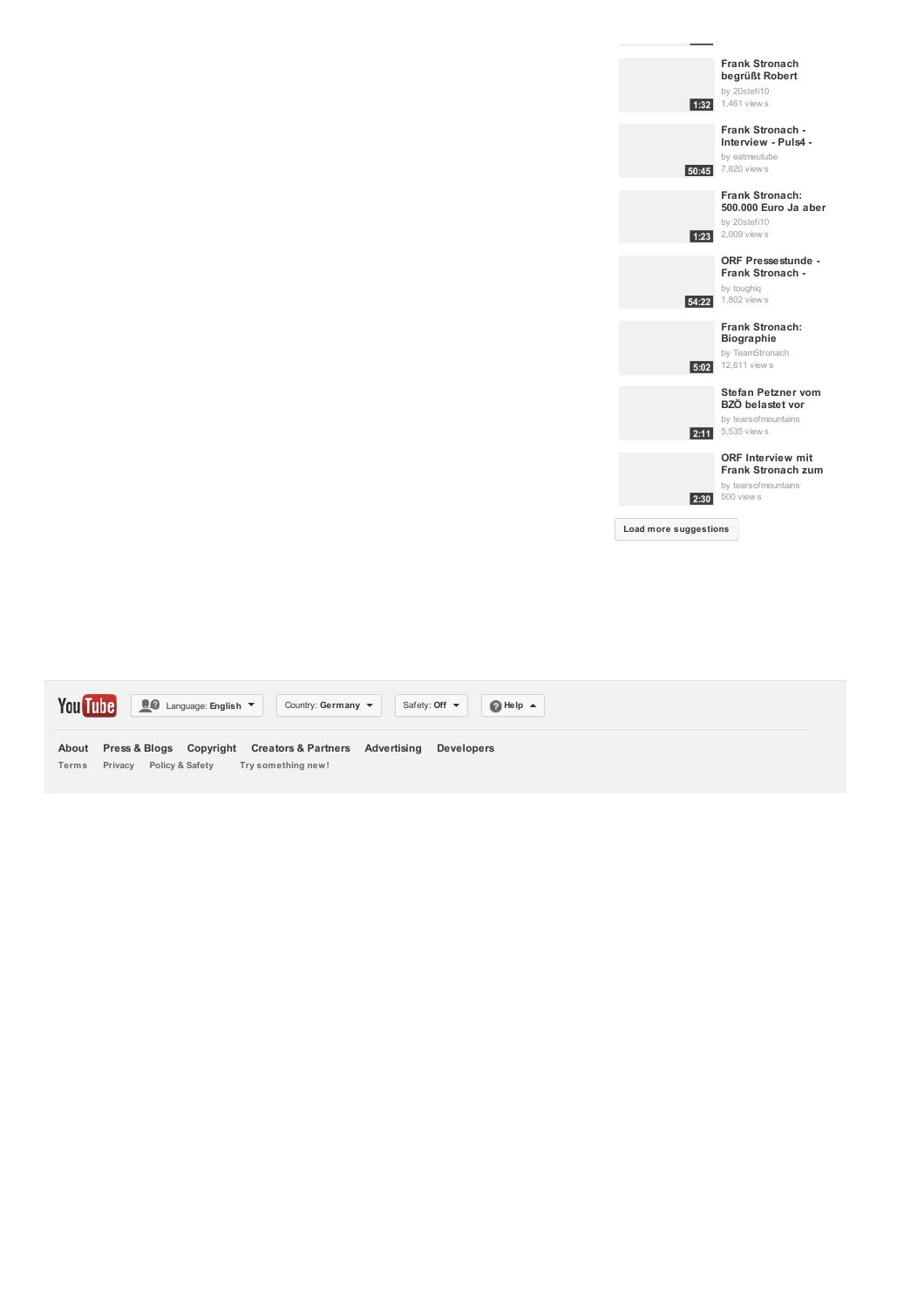1:32
**Frank Stronach begrüßt Robert**
by 20stefi10
1,461 views

50:45
**Frank Stronach - Interview - Puls4 -**
by eatmeutube
7,820 views

1:23
**Frank Stronach: 500.000 Euro Ja aber**
by 20stefi10
2,009 views

54:22
**ORF Pressestunde - Frank Stronach -**
by toughiq
1,802 views

5:02
**Frank Stronach: Biographie**
by TeamStronach
12,611 views

2:11
**Stefan Petzner vom BZÖ belastet vor**
by tearsofmountains
5,535 views

2:30
**ORF Interview mit Frank Stronach zum**
by tearsofmountains
500 views

Load more suggestions

YouTube

Language: English | Country: Germany | Safety: Off | Help

About | Press & Blogs | Copyright | Creators & Partners | Advertising | Developers

Terms | Privacy | Policy & Safety | Try something new!